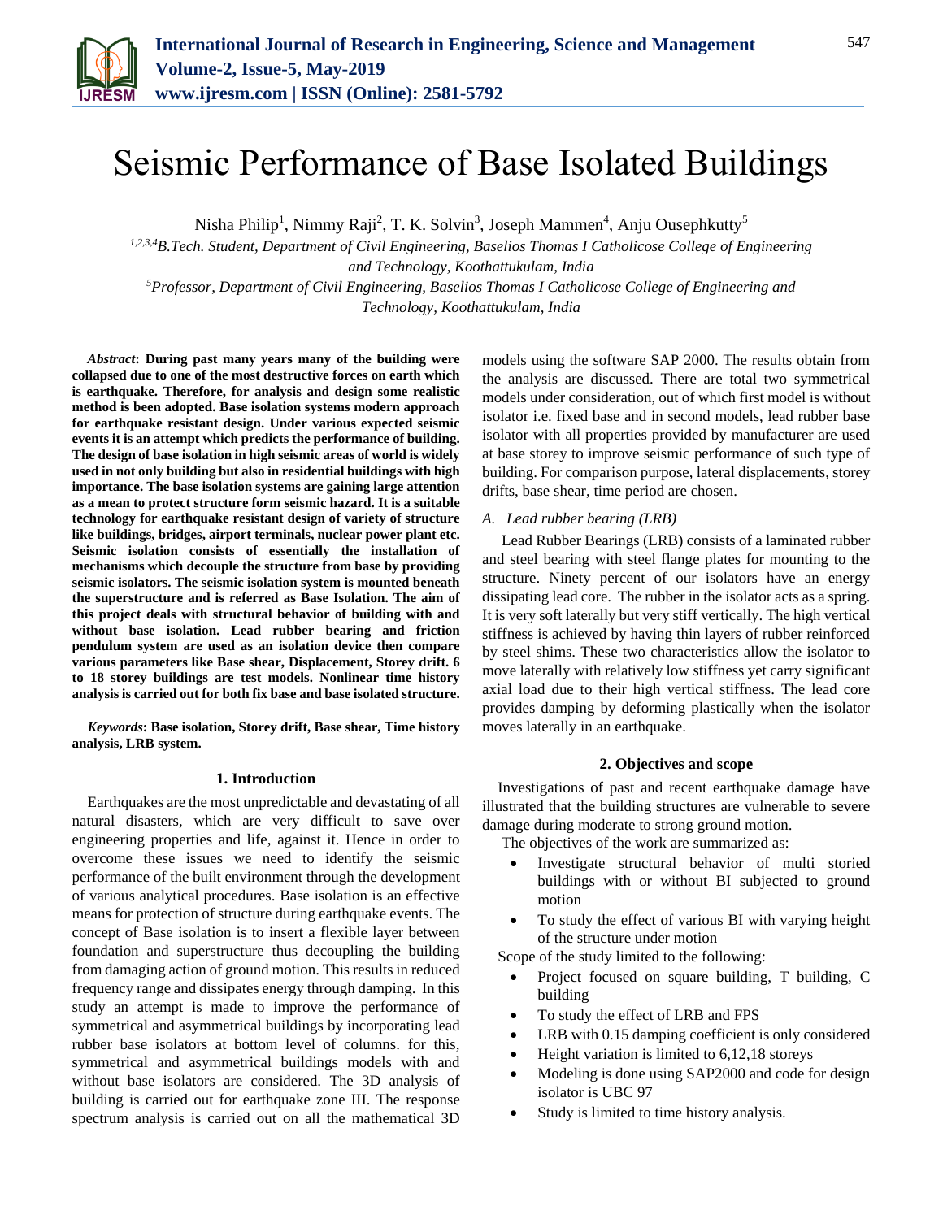# Seismic Performance of Base Isolated Buildings

Nisha Philip[1], Nimmy Raji[2], T. K. Solvin[3], Joseph Mammen[4], Anju Ousephkutty[5]

[1,2,3,4]*B.Tech. Student, Department of Civil Engineering, Baselios Thomas I Catholicose College of Engineering and Technology, Koothattukulam, India*

[5]*Professor, Department of Civil Engineering, Baselios Thomas I Catholicose College of Engineering and Technology, Koothattukulam, India*

***Abstract*: During past many years many of the building were collapsed due to one of the most destructive forces on earth which is earthquake. Therefore, for analysis and design some realistic method is been adopted. Base isolation systems modern approach for earthquake resistant design. Under various expected seismic events it is an attempt which predicts the performance of building. The design of base isolation in high seismic areas of world is widely used in not only building but also in residential buildings with high importance. The base isolation systems are gaining large attention as a mean to protect structure form seismic hazard. It is a suitable technology for earthquake resistant design of variety of structure like buildings, bridges, airport terminals, nuclear power plant etc. Seismic isolation consists of essentially the installation of mechanisms which decouple the structure from base by providing seismic isolators. The seismic isolation system is mounted beneath the superstructure and is referred as Base Isolation. The aim of this project deals with structural behavior of building with and without base isolation. Lead rubber bearing and friction pendulum system are used as an isolation device then compare various parameters like Base shear, Displacement, Storey drift. 6 to 18 storey buildings are test models. Nonlinear time history analysis is carried out for both fix base and base isolated structure.**

***Keywords*: Base isolation, Storey drift, Base shear, Time history analysis, LRB system.**

## 1. Introduction

Earthquakes are the most unpredictable and devastating of all natural disasters, which are very difficult to save over engineering properties and life, against it. Hence in order to overcome these issues we need to identify the seismic performance of the built environment through the development of various analytical procedures. Base isolation is an effective means for protection of structure during earthquake events. The concept of Base isolation is to insert a flexible layer between foundation and superstructure thus decoupling the building from damaging action of ground motion. This results in reduced frequency range and dissipates energy through damping. In this study an attempt is made to improve the performance of symmetrical and asymmetrical buildings by incorporating lead rubber base isolators at bottom level of columns. for this, symmetrical and asymmetrical buildings models with and without base isolators are considered. The 3D analysis of building is carried out for earthquake zone III. The response spectrum analysis is carried out on all the mathematical 3D models using the software SAP 2000. The results obtain from the analysis are discussed. There are total two symmetrical models under consideration, out of which first model is without isolator i.e. fixed base and in second models, lead rubber base isolator with all properties provided by manufacturer are used at base storey to improve seismic performance of such type of building. For comparison purpose, lateral displacements, storey drifts, base shear, time period are chosen.

### A. Lead rubber bearing (LRB)

Lead Rubber Bearings (LRB) consists of a laminated rubber and steel bearing with steel flange plates for mounting to the structure. Ninety percent of our isolators have an energy dissipating lead core. The rubber in the isolator acts as a spring. It is very soft laterally but very stiff vertically. The high vertical stiffness is achieved by having thin layers of rubber reinforced by steel shims. These two characteristics allow the isolator to move laterally with relatively low stiffness yet carry significant axial load due to their high vertical stiffness. The lead core provides damping by deforming plastically when the isolator moves laterally in an earthquake.

## 2. Objectives and scope

Investigations of past and recent earthquake damage have illustrated that the building structures are vulnerable to severe damage during moderate to strong ground motion.

The objectives of the work are summarized as:

- Investigate structural behavior of multi storied buildings with or without BI subjected to ground motion
- To study the effect of various BI with varying height of the structure under motion

Scope of the study limited to the following:

- Project focused on square building, T building, C building
- To study the effect of LRB and FPS
- LRB with 0.15 damping coefficient is only considered
- Height variation is limited to 6,12,18 storeys
- Modeling is done using SAP2000 and code for design isolator is UBC 97
- Study is limited to time history analysis.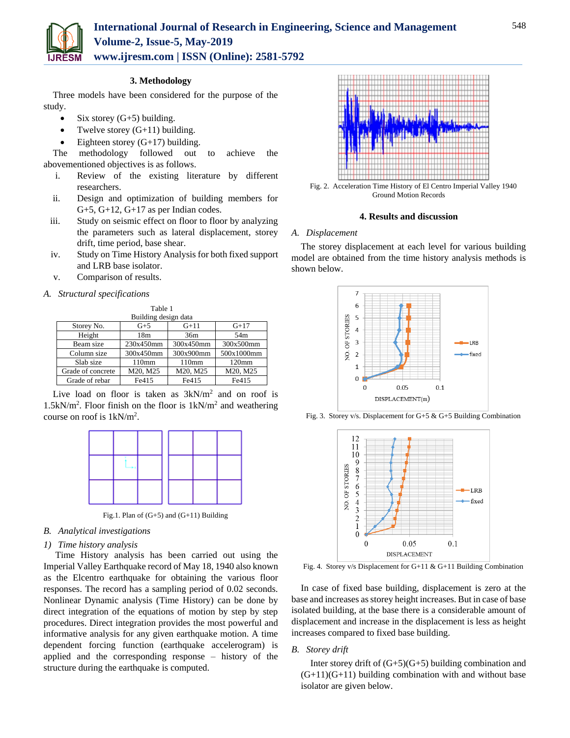## 3. Methodology

Three models have been considered for the purpose of the study.

- Six storey (G+5) building.
- Twelve storey (G+11) building.
- Eighteen storey (G+17) building.

The methodology followed out to achieve the abovementioned objectives is as follows.

i. Review of the existing literature by different researchers.
ii. Design and optimization of building members for G+5, G+12, G+17 as per Indian codes.
iii. Study on seismic effect on floor to floor by analyzing the parameters such as lateral displacement, storey drift, time period, base shear.
iv. Study on Time History Analysis for both fixed support and LRB base isolator.
v. Comparison of results.

### A. *Structural specifications*

Table 1
Building design data

| Storey No. | G+5 | G+11 | G+17 |
|---|---|---|---|
| Height | 18m | 36m | 54m |
| Beam size | 230x450mm | 300x450mm | 300x500mm |
| Column size | 300x450mm | 300x900mm | 500x1000mm |
| Slab size | 110mm | 110mm | 120mm |
| Grade of concrete | M20, M25 | M20, M25 | M20, M25 |
| Grade of rebar | Fe415 | Fe415 | Fe415 |

Live load on floor is taken as $3kN/m^2$ and on roof is $1.5kN/m^2$. Floor finish on the floor is $1kN/m^2$ and weathering course on roof is $1kN/m^2$.

Fig.1. Plan of (G+5) and (G+11) Building

### B. *Analytical investigations*

#### 1) *Time history analysis*

Time History analysis has been carried out using the Imperial Valley Earthquake record of May 18, 1940 also known as the Elcentro earthquake for obtaining the various floor responses. The record has a sampling period of 0.02 seconds. Nonlinear Dynamic analysis (Time History) can be done by direct integration of the equations of motion by step by step procedures. Direct integration provides the most powerful and informative analysis for any given earthquake motion. A time dependent forcing function (earthquake accelerogram) is applied and the corresponding response – history of the structure during the earthquake is computed.

Fig. 2. Acceleration Time History of El Centro Imperial Valley 1940 Ground Motion Records

## 4. Results and discussion

### A. *Displacement*

The storey displacement at each level for various building model are obtained from the time history analysis methods is shown below.

Fig. 3. Storey v/s. Displacement for G+5 & G+5 Building Combination

Fig. 4. Storey v/s Displacement for G+11 & G+11 Building Combination

In case of fixed base building, displacement is zero at the base and increases as storey height increases. But in case of base isolated building, at the base there is a considerable amount of displacement and increase in the displacement is less as height increases compared to fixed base building.

### B. *Storey drift*

Inter storey drift of (G+5)(G+5) building combination and (G+11)(G+11) building combination with and without base isolator are given below.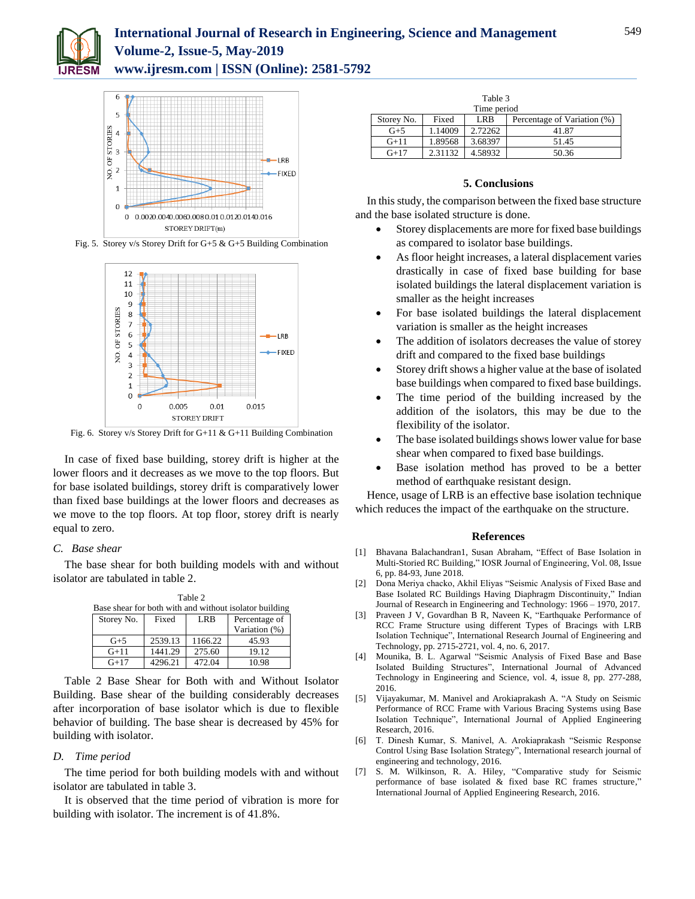6
5
4
3
2
1
0

NO. OF STORIES

0 0.0020.0040.0060.0080.01 0.0120.0140.016

STOREY DRIFT(m)

LRB
FIXED

Fig. 5. Storey v/s Storey Drift for G+5 & G+5 Building Combination

12
11
10
9
8
7
6
5
4
3
2
1
0

NO. OF STORIES

0 0.005 0.01 0.015

STOREY DRIFT

LRB
FIXED

Fig. 6. Storey v/s Storey Drift for G+11 & G+11 Building Combination

In case of fixed base building, storey drift is higher at the lower floors and it decreases as we move to the top floors. But for base isolated buildings, storey drift is comparatively lower than fixed base buildings at the lower floors and decreases as we move to the top floors. At top floor, storey drift is nearly equal to zero.

### C. Base shear

The base shear for both building models with and without isolator are tabulated in table 2.

Table 2
Base shear for both with and without isolator building

| Storey No. | Fixed | LRB | Percentage of Variation (%) |
|---|---|---|---|
| G+5 | 2539.13 | 1166.22 | 45.93 |
| G+11 | 1441.29 | 275.60 | 19.12 |
| G+17 | 4296.21 | 472.04 | 10.98 |

Table 2 Base Shear for Both with and Without Isolator Building. Base shear of the building considerably decreases after incorporation of base isolator which is due to flexible behavior of building. The base shear is decreased by 45% for building with isolator.

### D. Time period

The time period for both building models with and without isolator are tabulated in table 3.

It is observed that the time period of vibration is more for building with isolator. The increment is of 41.8%.

Table 3
Time period

| Storey No. | Fixed | LRB | Percentage of Variation (%) |
|---|---|---|---|
| G+5 | 1.14009 | 2.72262 | 41.87 |
| G+11 | 1.89568 | 3.68397 | 51.45 |
| G+17 | 2.31132 | 4.58932 | 50.36 |

## 5. Conclusions

In this study, the comparison between the fixed base structure and the base isolated structure is done.

- Storey displacements are more for fixed base buildings as compared to isolator base buildings.
- As floor height increases, a lateral displacement varies drastically in case of fixed base building for base isolated buildings the lateral displacement variation is smaller as the height increases
- For base isolated buildings the lateral displacement variation is smaller as the height increases
- The addition of isolators decreases the value of storey drift and compared to the fixed base buildings
- Storey drift shows a higher value at the base of isolated base buildings when compared to fixed base buildings.
- The time period of the building increased by the addition of the isolators, this may be due to the flexibility of the isolator.
- The base isolated buildings shows lower value for base shear when compared to fixed base buildings.
- Base isolation method has proved to be a better method of earthquake resistant design.

Hence, usage of LRB is an effective base isolation technique which reduces the impact of the earthquake on the structure.

## References

[1] Bhavana Balachandran1, Susan Abraham, "Effect of Base Isolation in Multi-Storied RC Building," IOSR Journal of Engineering, Vol. 08, Issue 6, pp. 84-93, June 2018.

[2] Dona Meriya chacko, Akhil Eliyas "Seismic Analysis of Fixed Base and Base Isolated RC Buildings Having Diaphragm Discontinuity," Indian Journal of Research in Engineering and Technology: 1966 – 1970, 2017.

[3] Praveen J V, Govardhan B R, Naveen K, "Earthquake Performance of RCC Frame Structure using different Types of Bracings with LRB Isolation Technique", International Research Journal of Engineering and Technology, pp. 2715-2721, vol. 4, no. 6, 2017.

[4] Mounika, B. L. Agarwal "Seismic Analysis of Fixed Base and Base Isolated Building Structures", International Journal of Advanced Technology in Engineering and Science, vol. 4, issue 8, pp. 277-288, 2016.

[5] Vijayakumar, M. Manivel and Arokiaprakash A. "A Study on Seismic Performance of RCC Frame with Various Bracing Systems using Base Isolation Technique", International Journal of Applied Engineering Research, 2016.

[6] T. Dinesh Kumar, S. Manivel, A. Arokiaprakash "Seismic Response Control Using Base Isolation Strategy", International research journal of engineering and technology, 2016.

[7] S. M. Wilkinson, R. A. Hiley, "Comparative study for Seismic performance of base isolated & fixed base RC frames structure," International Journal of Applied Engineering Research, 2016.